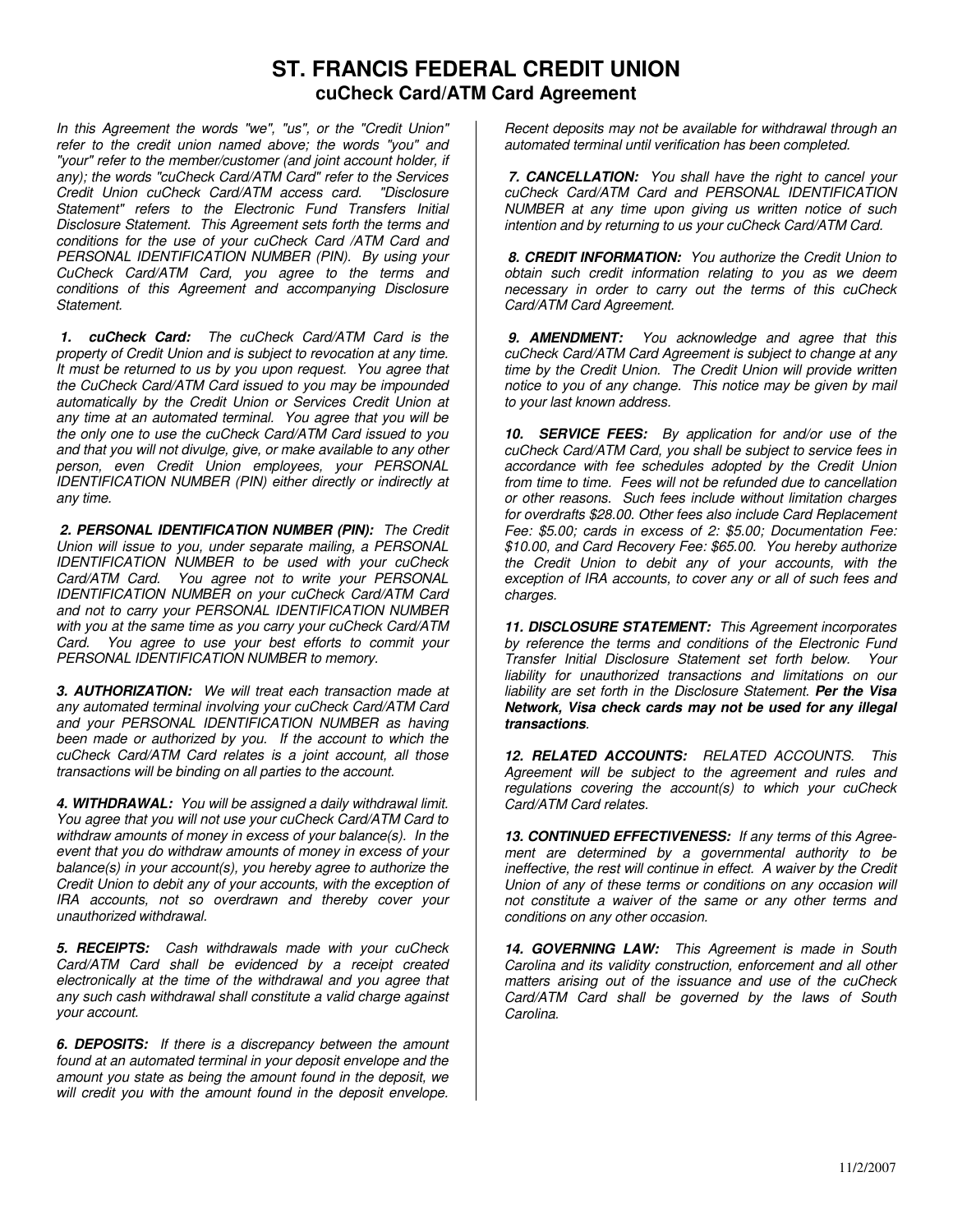# ST. FRANCIS FEDERAL CREDIT UNION

## cuCheck Card/ATM Card Agreement

*In this Agreement the words "we", "us", or the "Credit Union" refer to the credit union named above; the words "you" and "your" refer to the member/customer (and joint account holder, if any); the words "cuCheck Card/ATM Card" refer to the Services Credit Union cuCheck Card/ATM access card. "Disclosure Statement" refers to the Electronic Fund Transfers Initial Disclosure Statement. This Agreement sets forth the terms and conditions for the use of your cuCheck Card /ATM Card and PERSONAL IDENTIFICATION NUMBER (PIN). By using your CuCheck Card/ATM Card, you agree to the terms and conditions of this Agreement and accompanying Disclosure Statement.*

***1. cuCheck Card:*** *The cuCheck Card/ATM Card is the property of Credit Union and is subject to revocation at any time. It must be returned to us by you upon request. You agree that the CuCheck Card/ATM Card issued to you may be impounded automatically by the Credit Union or Services Credit Union at any time at an automated terminal. You agree that you will be the only one to use the cuCheck Card/ATM Card issued to you and that you will not divulge, give, or make available to any other person, even Credit Union employees, your PERSONAL IDENTIFICATION NUMBER (PIN) either directly or indirectly at any time.*

***2. PERSONAL IDENTIFICATION NUMBER (PIN):*** *The Credit Union will issue to you, under separate mailing, a PERSONAL IDENTIFICATION NUMBER to be used with your cuCheck Card/ATM Card. You agree not to write your PERSONAL IDENTIFICATION NUMBER on your cuCheck Card/ATM Card and not to carry your PERSONAL IDENTIFICATION NUMBER with you at the same time as you carry your cuCheck Card/ATM Card. You agree to use your best efforts to commit your PERSONAL IDENTIFICATION NUMBER to memory.*

***3. AUTHORIZATION:*** *We will treat each transaction made at any automated terminal involving your cuCheck Card/ATM Card and your PERSONAL IDENTIFICATION NUMBER as having been made or authorized by you. If the account to which the cuCheck Card/ATM Card relates is a joint account, all those transactions will be binding on all parties to the account.*

***4. WITHDRAWAL:*** *You will be assigned a daily withdrawal limit. You agree that you will not use your cuCheck Card/ATM Card to withdraw amounts of money in excess of your balance(s). In the event that you do withdraw amounts of money in excess of your balance(s) in your account(s), you hereby agree to authorize the Credit Union to debit any of your accounts, with the exception of IRA accounts, not so overdrawn and thereby cover your unauthorized withdrawal.*

***5. RECEIPTS:*** *Cash withdrawals made with your cuCheck Card/ATM Card shall be evidenced by a receipt created electronically at the time of the withdrawal and you agree that any such cash withdrawal shall constitute a valid charge against your account.*

***6. DEPOSITS:*** *If there is a discrepancy between the amount found at an automated terminal in your deposit envelope and the amount you state as being the amount found in the deposit, we will credit you with the amount found in the deposit envelope. Recent deposits may not be available for withdrawal through an automated terminal until verification has been completed.*

***7. CANCELLATION:*** *You shall have the right to cancel your cuCheck Card/ATM Card and PERSONAL IDENTIFICATION NUMBER at any time upon giving us written notice of such intention and by returning to us your cuCheck Card/ATM Card.*

***8. CREDIT INFORMATION:*** *You authorize the Credit Union to obtain such credit information relating to you as we deem necessary in order to carry out the terms of this cuCheck Card/ATM Card Agreement.*

***9. AMENDMENT:*** *You acknowledge and agree that this cuCheck Card/ATM Card Agreement is subject to change at any time by the Credit Union. The Credit Union will provide written notice to you of any change. This notice may be given by mail to your last known address.*

***10. SERVICE FEES:*** *By application for and/or use of the cuCheck Card/ATM Card, you shall be subject to service fees in accordance with fee schedules adopted by the Credit Union from time to time. Fees will not be refunded due to cancellation or other reasons. Such fees include without limitation charges for overdrafts $28.00. Other fees also include Card Replacement Fee: $5.00; cards in excess of 2: $5.00; Documentation Fee: $10.00, and Card Recovery Fee: $65.00. You hereby authorize the Credit Union to debit any of your accounts, with the exception of IRA accounts, to cover any or all of such fees and charges.*

***11. DISCLOSURE STATEMENT:*** *This Agreement incorporates by reference the terms and conditions of the Electronic Fund Transfer Initial Disclosure Statement set forth below. Your liability for unauthorized transactions and limitations on our liability are set forth in the Disclosure Statement.* ***Per the Visa Network, Visa check cards may not be used for any illegal transactions****.*

***12. RELATED ACCOUNTS:*** *RELATED ACCOUNTS. This Agreement will be subject to the agreement and rules and regulations covering the account(s) to which your cuCheck Card/ATM Card relates.*

***13. CONTINUED EFFECTIVENESS:*** *If any terms of this Agreement are determined by a governmental authority to be ineffective, the rest will continue in effect. A waiver by the Credit Union of any of these terms or conditions on any occasion will not constitute a waiver of the same or any other terms and conditions on any other occasion.*

***14. GOVERNING LAW:*** *This Agreement is made in South Carolina and its validity construction, enforcement and all other matters arising out of the issuance and use of the cuCheck Card/ATM Card shall be governed by the laws of South Carolina.*

11/2/2007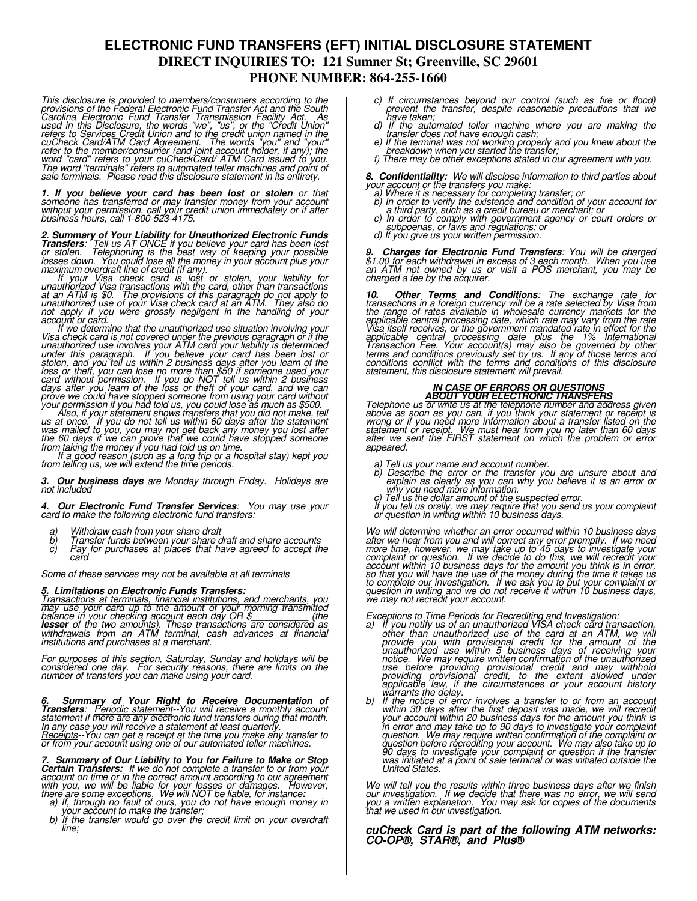# ELECTRONIC FUND TRANSFERS (EFT) INITIAL DISCLOSURE STATEMENT

## DIRECT INQUIRIES TO: 121 Sumner St; Greenville, SC 29601

## PHONE NUMBER: 864-255-1660

*This disclosure is provided to members/consumers according to the provisions of the Federal Electronic Fund Transfer Act and the South Carolina Electronic Fund Transfer Transmission Facility Act. As used in this Disclosure, the words "we", "us", or the "Credit Union" refers to Services Credit Union and to the credit union named in the cuCheck Card/ATM Card Agreement. The words "you" and "your" refer to the member/consumer (and joint account holder, if any); the word "card" refers to your cuCheckCard/ ATM Card issued to you. The word "terminals" refers to automated teller machines and point of sale terminals. Please read this disclosure statement in its entirety.*

***1. If you believe your card has been lost or stolen*** *or that someone has transferred or may transfer money from your account without your permission, call your credit union immediately or if after business hours, call 1-800-523-4175.*

***2. Summary of Your Liability for Unauthorized Electronic Funds Transfers****: Tell us AT ONCE if you believe your card has been lost or stolen. Telephoning is the best way of keeping your possible losses down. You could lose all the money in your account plus your maximum overdraft line of credit (if any).*

*If your Visa check card is lost or stolen, your liability for unauthorized Visa transactions with the card, other than transactions at an ATM is $0. The provisions of this paragraph do not apply to unauthorized use of your Visa check card at an ATM. They also do not apply if you were grossly negligent in the handling of your account or card.*

*If we determine that the unauthorized use situation involving your Visa check card is not covered under the previous paragraph or if the unauthorized use involves your ATM card your liability is determined under this paragraph. If you believe your card has been lost or stolen, and you tell us within 2 business days after you learn of the loss or theft, you can lose no more than $50 if someone used your card without permission. If you do NOT tell us within 2 business days after you learn of the loss or theft of your card, and we can prove we could have stopped someone from using your card without your permission if you had told us, you could lose as much as $500.*

*Also, if your statement shows transfers that you did not make, tell us at once. If you do not tell us within 60 days after the statement was mailed to you, you may not get back any money you lost after the 60 days if we can prove that we could have stopped someone from taking the money if you had told us on time.*

*If a good reason (such as a long trip or a hospital stay) kept you from telling us, we will extend the time periods.*

***3. Our business days*** *are Monday through Friday. Holidays are not included*

***4. Our Electronic Fund Transfer Services****: You may use your card to make the following electronic fund transfers:*

*a) Withdraw cash from your share draft*
*b) Transfer funds between your share draft and share accounts*
*c) Pay for purchases at places that have agreed to accept the card*

*Some of these services may not be available at all terminals*

***5. Limitations on Electronic Funds Transfers:***
*Transactions at terminals, financial institutions, and merchants, you may use your card up to the amount of your morning transmitted balance in your checking account each day OR $\_\_\_\_\_\_\_\_\_\_\_ (the* ***lesser*** *of the two amounts). These transactions are considered as withdrawals from an ATM terminal, cash advances at financial institutions and purchases at a merchant.*

*For purposes of this section, Saturday, Sunday and holidays will be considered one day. For security reasons, there are limits on the number of transfers you can make using your card.*

***6. Summary of Your Right to Receive Documentation of Transfers****: Periodic statement--You will receive a monthly account statement if there are any electronic fund transfers during that month. In any case you will receive a statement at least quarterly.*
*Receipts--You can get a receipt at the time you make any transfer to or from your account using one of our automated teller machines.*

***7. Summary of Our Liability to You for Failure to Make or Stop Certain Transfers:*** *If we do not complete a transfer to or from your account on time or in the correct amount according to our agreement with you, we will be liable for your losses or damages. However, there are some exceptions. We will NOT be liable, for instance:*

*a) If, through no fault of ours, you do not have enough money in your account to make the transfer;*
*b) If the transfer would go over the credit limit on your overdraft line;*
*c) If circumstances beyond our control (such as fire or flood) prevent the transfer, despite reasonable precautions that we have taken;*
*d) If the automated teller machine where you are making the transfer does not have enough cash;*
*e) If the terminal was not working properly and you knew about the breakdown when you started the transfer;*
*f) There may be other exceptions stated in our agreement with you.*

***8. Confidentiality:*** *We will disclose information to third parties about your account or the transfers you make:*

*a) Where it is necessary for completing transfer; or*
*b) In order to verify the existence and condition of your account for a third party, such as a credit bureau or merchant; or*
*c) In order to comply with government agency or court orders or subpoenas, or laws and regulations; or*
*d) If you give us your written permission.*

***9. Charges for Electronic Fund Transfers****: You will be charged $1.00 for each withdrawal in excess of 3 each month. When you use an ATM not owned by us or visit a POS merchant, you may be charged a fee by the acquirer.*

***10. Other Terms and Conditions****: The exchange rate for transactions in a foreign currency will be a rate selected by Visa from the range of rates available in wholesale currency markets for the applicable central processing date, which rate may vary from the rate Visa itself receives, or the government mandated rate in effect for the applicable central processing date plus the 1% International Transaction Fee. Your account(s) may also be governed by other terms and conditions previously set by us. If any of those terms and conditions conflict with the terms and conditions of this disclosure statement, this disclosure statement will prevail.*

### *IN CASE OF ERRORS OR QUESTIONS ABOUT YOUR ELECTRONIC TRANSFERS*

*Telephone us or write us at the telephone number and address given above as soon as you can, if you think your statement or receipt is wrong or if you need more information about a transfer listed on the statement or receipt. We must hear from you no later than 60 days after we sent the FIRST statement on which the problem or error appeared.*

*a) Tell us your name and account number.*
*b) Describe the error or the transfer you are unsure about and explain as clearly as you can why you believe it is an error or why you need more information.*
*c) Tell us the dollar amount of the suspected error.*
*If you tell us orally, we may require that you send us your complaint or question in writing within 10 business days.*

*We will determine whether an error occurred within 10 business days after we hear from you and will correct any error promptly. If we need more time, however, we may take up to 45 days to investigate your complaint or question. If we decide to do this, we will recredit your account within 10 business days for the amount you think is in error, so that you will have the use of the money during the time it takes us to complete our investigation. If we ask you to put your complaint or question in writing and we do not receive it within 10 business days, we may not recredit your account.*

*Exceptions to Time Periods for Recrediting and Investigation:*

*a) If you notify us of an unauthorized VISA check card transaction, other than unauthorized use of the card at an ATM, we will provide you with provisional credit for the amount of the unauthorized use within 5 business days of receiving your notice. We may require written confirmation of the unauthorized use before providing provisional credit and may withhold providing provisional credit, to the extent allowed under applicable law, if the circumstances or your account history warrants the delay.*
*b) If the notice of error involves a transfer to or from an account within 30 days after the first deposit was made, we will recredit your account within 20 business days for the amount you think is in error and may take up to 90 days to investigate your complaint or question. We may require written confirmation of the complaint or question before recrediting your account. We may also take up to 90 days to investigate your complaint or question if the transfer was initiated at a point of sale terminal or was initiated outside the United States.*

*We will tell you the results within three business days after we finish our investigation. If we decide that there was no error, we will send you a written explanation. You may ask for copies of the documents that we used in our investigation.*

***cuCheck Card is part of the following ATM networks: CO-OP®, STAR®, and Plus®***